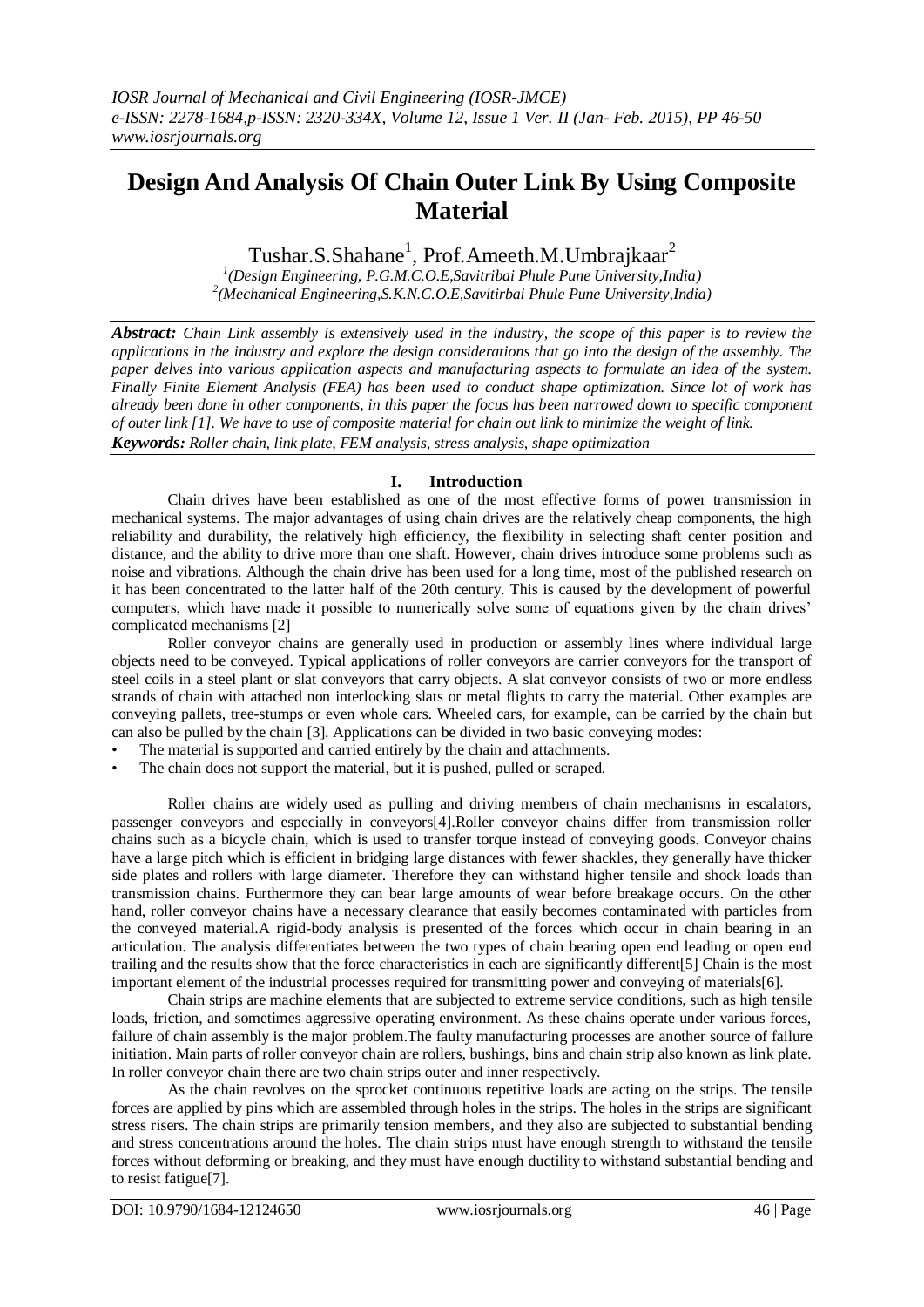# Design And Analysis Of Chain Outer Link By Using Composite Material

Tushar.S.Shahane[1], Prof.Ameeth.M.Umbrajkaar[2]

[1](Design Engineering, P.G.M.C.O.E,Savitribai Phule Pune University,India)
[2](Mechanical Engineering,S.K.N.C.O.E,Savitirbai Phule Pune University,India)

***Abstract:*** *Chain Link assembly is extensively used in the industry, the scope of this paper is to review the applications in the industry and explore the design considerations that go into the design of the assembly. The paper delves into various application aspects and manufacturing aspects to formulate an idea of the system. Finally Finite Element Analysis (FEA) has been used to conduct shape optimization. Since lot of work has already been done in other components, in this paper the focus has been narrowed down to specific component of outer link [1]. We have to use of composite material for chain out link to minimize the weight of link.*

***Keywords:*** *Roller chain, link plate, FEM analysis, stress analysis, shape optimization*

## I. Introduction

Chain drives have been established as one of the most effective forms of power transmission in mechanical systems. The major advantages of using chain drives are the relatively cheap components, the high reliability and durability, the relatively high efficiency, the flexibility in selecting shaft center position and distance, and the ability to drive more than one shaft. However, chain drives introduce some problems such as noise and vibrations. Although the chain drive has been used for a long time, most of the published research on it has been concentrated to the latter half of the 20th century. This is caused by the development of powerful computers, which have made it possible to numerically solve some of equations given by the chain drives' complicated mechanisms [2]

Roller conveyor chains are generally used in production or assembly lines where individual large objects need to be conveyed. Typical applications of roller conveyors are carrier conveyors for the transport of steel coils in a steel plant or slat conveyors that carry objects. A slat conveyor consists of two or more endless strands of chain with attached non interlocking slats or metal flights to carry the material. Other examples are conveying pallets, tree-stumps or even whole cars. Wheeled cars, for example, can be carried by the chain but can also be pulled by the chain [3]. Applications can be divided in two basic conveying modes:

- The material is supported and carried entirely by the chain and attachments.
- The chain does not support the material, but it is pushed, pulled or scraped.

Roller chains are widely used as pulling and driving members of chain mechanisms in escalators, passenger conveyors and especially in conveyors[4].Roller conveyor chains differ from transmission roller chains such as a bicycle chain, which is used to transfer torque instead of conveying goods. Conveyor chains have a large pitch which is efficient in bridging large distances with fewer shackles, they generally have thicker side plates and rollers with large diameter. Therefore they can withstand higher tensile and shock loads than transmission chains. Furthermore they can bear large amounts of wear before breakage occurs. On the other hand, roller conveyor chains have a necessary clearance that easily becomes contaminated with particles from the conveyed material.A rigid-body analysis is presented of the forces which occur in chain bearing in an articulation. The analysis differentiates between the two types of chain bearing open end leading or open end trailing and the results show that the force characteristics in each are significantly different[5] Chain is the most important element of the industrial processes required for transmitting power and conveying of materials[6].

Chain strips are machine elements that are subjected to extreme service conditions, such as high tensile loads, friction, and sometimes aggressive operating environment. As these chains operate under various forces, failure of chain assembly is the major problem.The faulty manufacturing processes are another source of failure initiation. Main parts of roller conveyor chain are rollers, bushings, bins and chain strip also known as link plate. In roller conveyor chain there are two chain strips outer and inner respectively.

As the chain revolves on the sprocket continuous repetitive loads are acting on the strips. The tensile forces are applied by pins which are assembled through holes in the strips. The holes in the strips are significant stress risers. The chain strips are primarily tension members, and they also are subjected to substantial bending and stress concentrations around the holes. The chain strips must have enough strength to withstand the tensile forces without deforming or breaking, and they must have enough ductility to withstand substantial bending and to resist fatigue[7].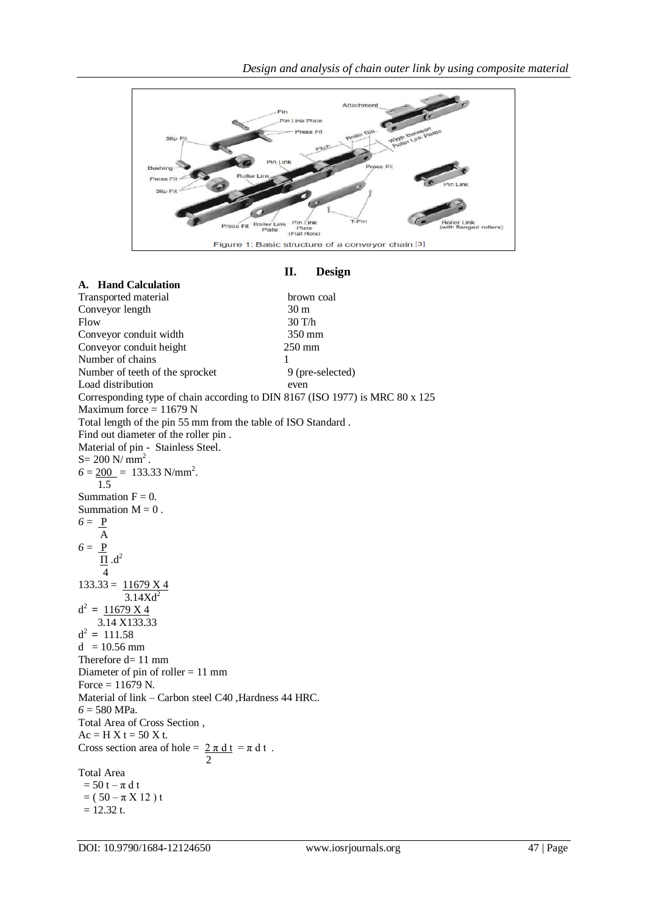Figure 1: Basic structure of a conveyor chain [3]

## II. Design

### A. Hand Calculation

| | |
|---|---|
| Transported material | brown coal |
| Conveyor length | 30 m |
| Flow | 30 T/h |
| Conveyor conduit width | 350 mm |
| Conveyor conduit height | 250 mm |
| Number of chains | 1 |
| Number of teeth of the sprocket | 9 (pre-selected) |
| Load distribution | even |

Corresponding type of chain according to DIN 8167 (ISO 1977) is MRC 80 x 125

Maximum force = 11679 N

Total length of the pin 55 mm from the table of ISO Standard .

Find out diameter of the roller pin .

Material of pin - Stainless Steel.

$S = 200\ N/mm^2$.

$6 = \frac{200}{1.5} = 133.33\ N/mm^2$.

Summation F = 0.

Summation M = 0 .

$6 = \frac{P}{A}$

$6 = \frac{P}{\frac{\Pi}{4} . d^2}$

$133.33 = \frac{11679 \times 4}{3.14 \times d^2}$

$d^2 = \frac{11679 \times 4}{3.14 \times 133.33}$

$d^2 = 111.58$

$d = 10.56$ mm

Therefore d= 11 mm

Diameter of pin of roller = 11 mm

Force = 11679 N.

Material of link – Carbon steel C40 ,Hardness 44 HRC.

$6 = 580$ MPa.

Total Area of Cross Section ,

$A_c = H \times t = 50 \times t$.

Cross section area of hole = $\frac{2\, \pi\, d\, t}{2} = \pi\, d\, t$ .

Total Area

$= 50\, t - \pi\, d\, t$

$= ( 50 - \pi \times 12 )\, t$

$= 12.32\, t$.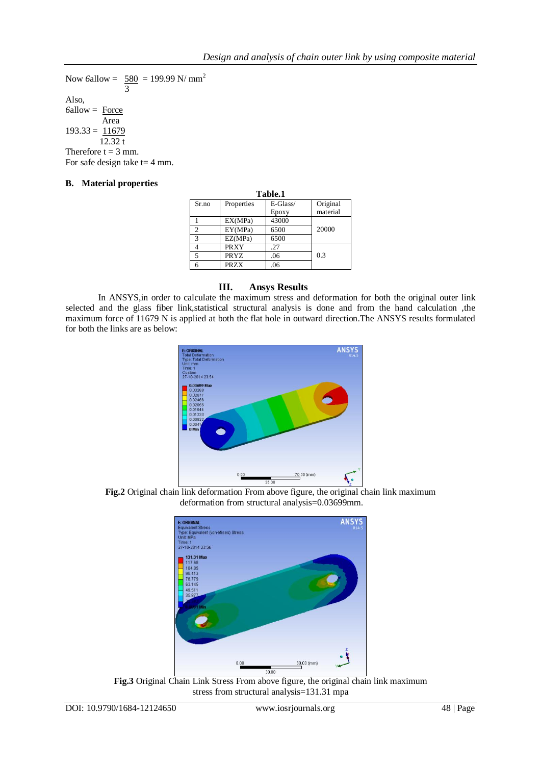Now $6allow = \frac{580}{3} = 199.99$ N/ mm$^2$

Also,

$6allow = \frac{Force}{Area}$

$193.33 = \frac{11679}{12.32\ t}$

Therefore t = 3 mm.

For safe design take t= 4 mm.

### B. Material properties

**Table.1**

| Sr.no | Properties | E-Glass/ Epoxy | Original material |
|---|---|---|---|
| 1 | EX(MPa) | 43000 | 20000 |
| 2 | EY(MPa) | 6500 | |
| 3 | EZ(MPa) | 6500 | |
| 4 | PRXY | .27 | 0.3 |
| 5 | PRYZ | .06 | |
| 6 | PRZX | .06 | |

## III. Ansys Results

In ANSYS,in order to calculate the maximum stress and deformation for both the original outer link selected and the glass fiber link,statistical structural analysis is done and from the hand calculation ,the maximum force of 11679 N is applied at both the flat hole in outward direction.The ANSYS results formulated for both the links are as below:

**Fig.2** Original chain link deformation From above figure, the original chain link maximum deformation from structural analysis=0.03699mm.

**Fig.3** Original Chain Link Stress From above figure, the original chain link maximum stress from structural analysis=131.31 mpa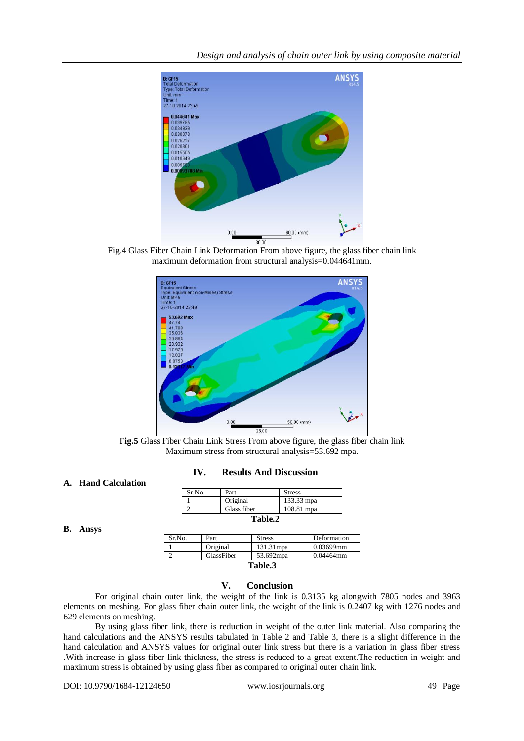Fig.4 Glass Fiber Chain Link Deformation From above figure, the glass fiber chain link maximum deformation from structural analysis=0.044641mm.

**Fig.5** Glass Fiber Chain Link Stress From above figure, the glass fiber chain link Maximum stress from structural analysis=53.692 mpa.

## IV. Results And Discussion

### A. Hand Calculation

| Sr.No. | Part | Stress |
|---|---|---|
| 1 | Original | 133.33 mpa |
| 2 | Glass fiber | 108.81 mpa |

**Table.2**

### B. Ansys

| Sr.No. | Part | Stress | Deformation |
|---|---|---|---|
| 1 | Original | 131.31mpa | 0.03699mm |
| 2 | GlassFiber | 53.692mpa | 0.04464mm |

**Table.3**

## V. Conclusion

For original chain outer link, the weight of the link is 0.3135 kg alongwith 7805 nodes and 3963 elements on meshing. For glass fiber chain outer link, the weight of the link is 0.2407 kg with 1276 nodes and 629 elements on meshing.

By using glass fiber link, there is reduction in weight of the outer link material. Also comparing the hand calculations and the ANSYS results tabulated in Table 2 and Table 3, there is a slight difference in the hand calculation and ANSYS values for original outer link stress but there is a variation in glass fiber stress .With increase in glass fiber link thickness, the stress is reduced to a great extent.The reduction in weight and maximum stress is obtained by using glass fiber as compared to original outer chain link.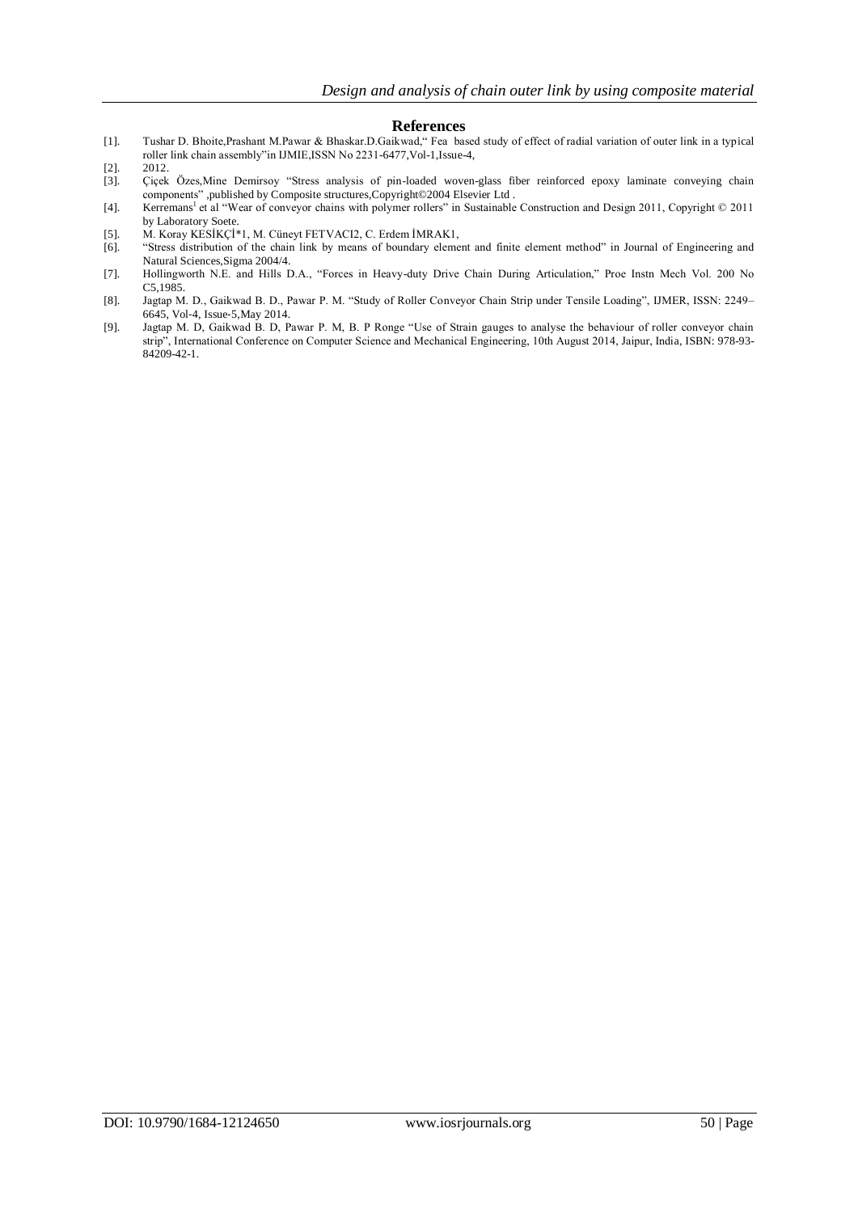## References

[1]. Tushar D. Bhoite,Prashant M.Pawar & Bhaskar.D.Gaikwad,“ Fea based study of effect of radial variation of outer link in a typical roller link chain assembly”in IJMIE,ISSN No 2231-6477,Vol-1,Issue-4,

[2]. 2012.

[3]. Çiçek Özes,Mine Demirsoy “Stress analysis of pin-loaded woven-glass fiber reinforced epoxy laminate conveying chain components” ,published by Composite structures,Copyright©2004 Elsevier Ltd .

[4]. Kerremans[1] et al “Wear of conveyor chains with polymer rollers” in Sustainable Construction and Design 2011, Copyright © 2011 by Laboratory Soete.

[5]. M. Koray KESİKÇİ*1, M. Cüneyt FETVACI2, C. Erdem İMRAK1,

[6]. “Stress distribution of the chain link by means of boundary element and finite element method” in Journal of Engineering and Natural Sciences,Sigma 2004/4.

[7]. Hollingworth N.E. and Hills D.A., “Forces in Heavy-duty Drive Chain During Articulation,” Proe Instn Mech Vol. 200 No C5,1985.

[8]. Jagtap M. D., Gaikwad B. D., Pawar P. M. “Study of Roller Conveyor Chain Strip under Tensile Loading”, IJMER, ISSN: 2249–6645, Vol-4, Issue-5,May 2014.

[9]. Jagtap M. D, Gaikwad B. D, Pawar P. M, B. P Ronge “Use of Strain gauges to analyse the behaviour of roller conveyor chain strip”, International Conference on Computer Science and Mechanical Engineering, 10th August 2014, Jaipur, India, ISBN: 978-93-84209-42-1.